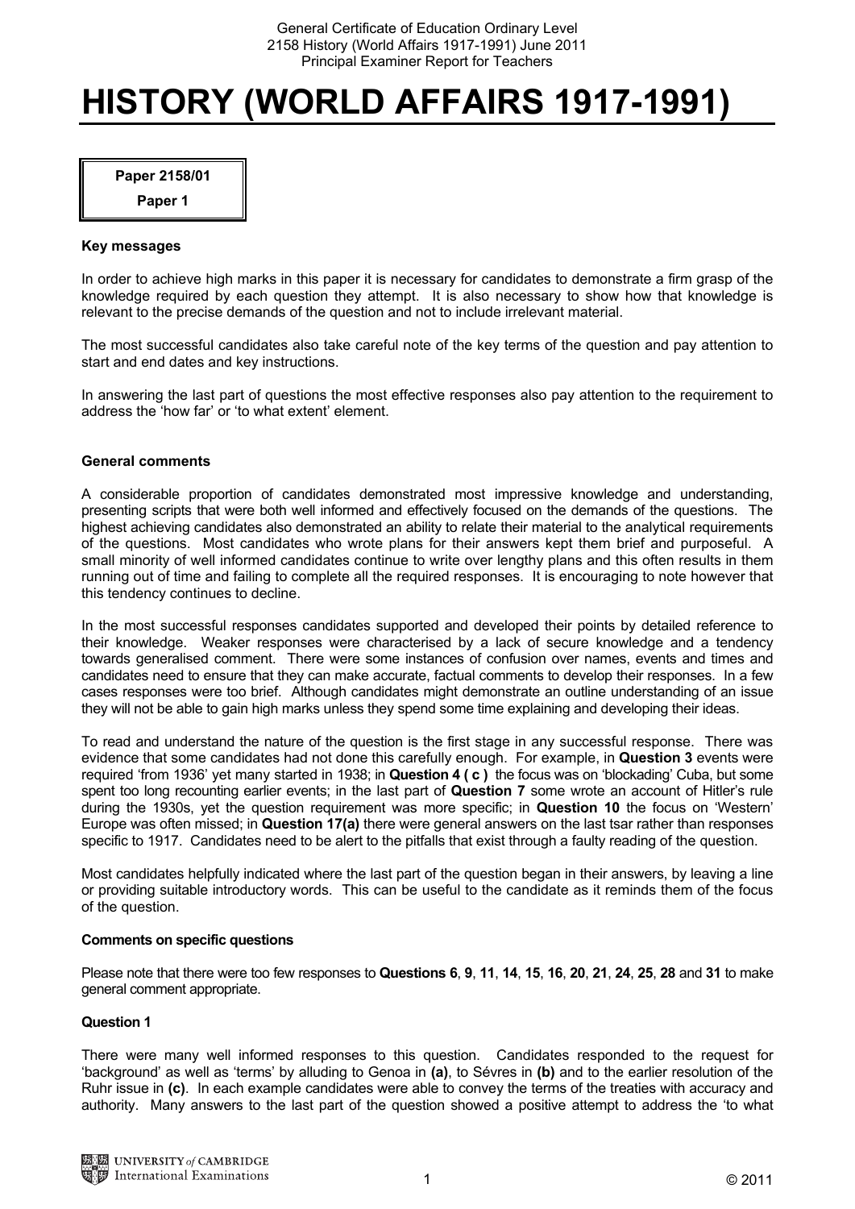# HISTORY (WORLD AFFAIRS 1917-1991)

**Paper 2158/01**

**Paper 1**

**Key messages**

In order to achieve high marks in this paper it is necessary for candidates to demonstrate a firm grasp of the knowledge required by each question they attempt. It is also necessary to show how that knowledge is relevant to the precise demands of the question and not to include irrelevant material.

The most successful candidates also take careful note of the key terms of the question and pay attention to start and end dates and key instructions.

In answering the last part of questions the most effective responses also pay attention to the requirement to address the 'how far' or 'to what extent' element.

**General comments**

A considerable proportion of candidates demonstrated most impressive knowledge and understanding, presenting scripts that were both well informed and effectively focused on the demands of the questions. The highest achieving candidates also demonstrated an ability to relate their material to the analytical requirements of the questions. Most candidates who wrote plans for their answers kept them brief and purposeful. A small minority of well informed candidates continue to write over lengthy plans and this often results in them running out of time and failing to complete all the required responses. It is encouraging to note however that this tendency continues to decline.

In the most successful responses candidates supported and developed their points by detailed reference to their knowledge. Weaker responses were characterised by a lack of secure knowledge and a tendency towards generalised comment. There were some instances of confusion over names, events and times and candidates need to ensure that they can make accurate, factual comments to develop their responses. In a few cases responses were too brief. Although candidates might demonstrate an outline understanding of an issue they will not be able to gain high marks unless they spend some time explaining and developing their ideas.

To read and understand the nature of the question is the first stage in any successful response. There was evidence that some candidates had not done this carefully enough. For example, in **Question 3** events were required 'from 1936' yet many started in 1938; in **Question 4 ( c )** the focus was on 'blockading' Cuba, but some spent too long recounting earlier events; in the last part of **Question 7** some wrote an account of Hitler's rule during the 1930s, yet the question requirement was more specific; in **Question 10** the focus on 'Western' Europe was often missed; in **Question 17(a)** there were general answers on the last tsar rather than responses specific to 1917. Candidates need to be alert to the pitfalls that exist through a faulty reading of the question.

Most candidates helpfully indicated where the last part of the question began in their answers, by leaving a line or providing suitable introductory words. This can be useful to the candidate as it reminds them of the focus of the question.

**Comments on specific questions**

Please note that there were too few responses to **Questions 6**, **9**, **11**, **14**, **15**, **16**, **20**, **21**, **24**, **25**, **28** and **31** to make general comment appropriate.

**Question 1**

There were many well informed responses to this question. Candidates responded to the request for 'background' as well as 'terms' by alluding to Genoa in **(a)**, to Sévres in **(b)** and to the earlier resolution of the Ruhr issue in **(c)**. In each example candidates were able to convey the terms of the treaties with accuracy and authority. Many answers to the last part of the question showed a positive attempt to address the 'to what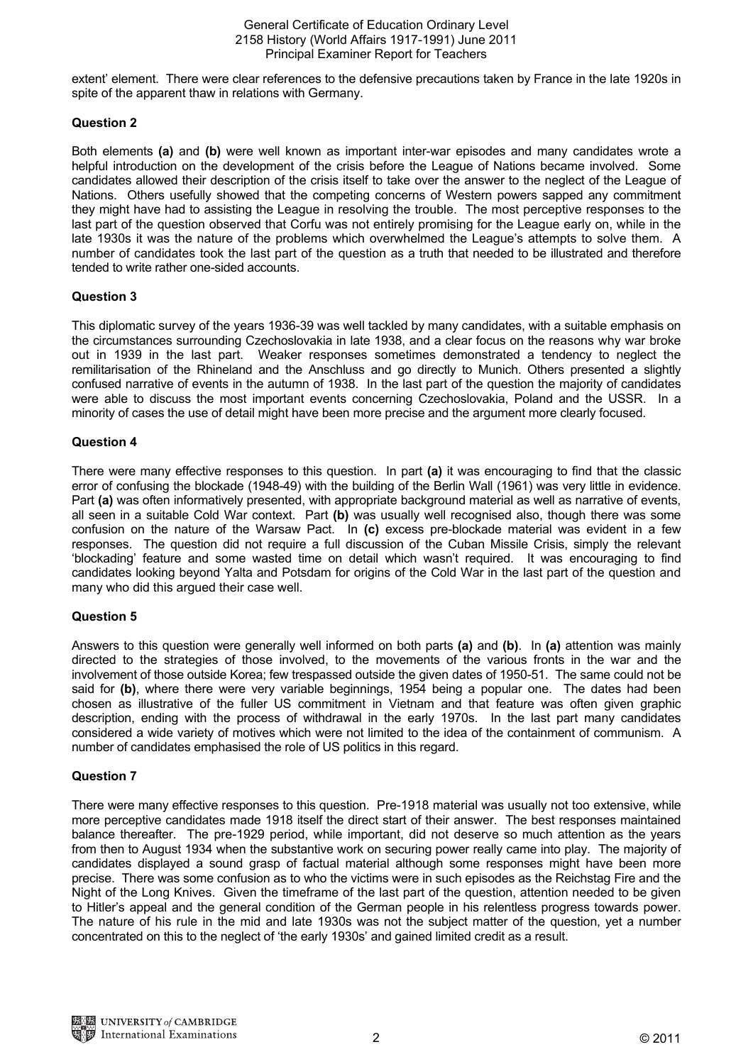extent' element. There were clear references to the defensive precautions taken by France in the late 1920s in spite of the apparent thaw in relations with Germany.

### Question 2

Both elements **(a)** and **(b)** were well known as important inter-war episodes and many candidates wrote a helpful introduction on the development of the crisis before the League of Nations became involved. Some candidates allowed their description of the crisis itself to take over the answer to the neglect of the League of Nations. Others usefully showed that the competing concerns of Western powers sapped any commitment they might have had to assisting the League in resolving the trouble. The most perceptive responses to the last part of the question observed that Corfu was not entirely promising for the League early on, while in the late 1930s it was the nature of the problems which overwhelmed the League's attempts to solve them. A number of candidates took the last part of the question as a truth that needed to be illustrated and therefore tended to write rather one-sided accounts.

### Question 3

This diplomatic survey of the years 1936-39 was well tackled by many candidates, with a suitable emphasis on the circumstances surrounding Czechoslovakia in late 1938, and a clear focus on the reasons why war broke out in 1939 in the last part. Weaker responses sometimes demonstrated a tendency to neglect the remilitarisation of the Rhineland and the Anschluss and go directly to Munich. Others presented a slightly confused narrative of events in the autumn of 1938. In the last part of the question the majority of candidates were able to discuss the most important events concerning Czechoslovakia, Poland and the USSR. In a minority of cases the use of detail might have been more precise and the argument more clearly focused.

### Question 4

There were many effective responses to this question. In part **(a)** it was encouraging to find that the classic error of confusing the blockade (1948-49) with the building of the Berlin Wall (1961) was very little in evidence. Part **(a)** was often informatively presented, with appropriate background material as well as narrative of events, all seen in a suitable Cold War context. Part **(b)** was usually well recognised also, though there was some confusion on the nature of the Warsaw Pact. In **(c)** excess pre-blockade material was evident in a few responses. The question did not require a full discussion of the Cuban Missile Crisis, simply the relevant 'blockading' feature and some wasted time on detail which wasn't required. It was encouraging to find candidates looking beyond Yalta and Potsdam for origins of the Cold War in the last part of the question and many who did this argued their case well.

### Question 5

Answers to this question were generally well informed on both parts **(a)** and **(b)**. In **(a)** attention was mainly directed to the strategies of those involved, to the movements of the various fronts in the war and the involvement of those outside Korea; few trespassed outside the given dates of 1950-51. The same could not be said for **(b)**, where there were very variable beginnings, 1954 being a popular one. The dates had been chosen as illustrative of the fuller US commitment in Vietnam and that feature was often given graphic description, ending with the process of withdrawal in the early 1970s. In the last part many candidates considered a wide variety of motives which were not limited to the idea of the containment of communism. A number of candidates emphasised the role of US politics in this regard.

### Question 7

There were many effective responses to this question. Pre-1918 material was usually not too extensive, while more perceptive candidates made 1918 itself the direct start of their answer. The best responses maintained balance thereafter. The pre-1929 period, while important, did not deserve so much attention as the years from then to August 1934 when the substantive work on securing power really came into play. The majority of candidates displayed a sound grasp of factual material although some responses might have been more precise. There was some confusion as to who the victims were in such episodes as the Reichstag Fire and the Night of the Long Knives. Given the timeframe of the last part of the question, attention needed to be given to Hitler's appeal and the general condition of the German people in his relentless progress towards power. The nature of his rule in the mid and late 1930s was not the subject matter of the question, yet a number concentrated on this to the neglect of 'the early 1930s' and gained limited credit as a result.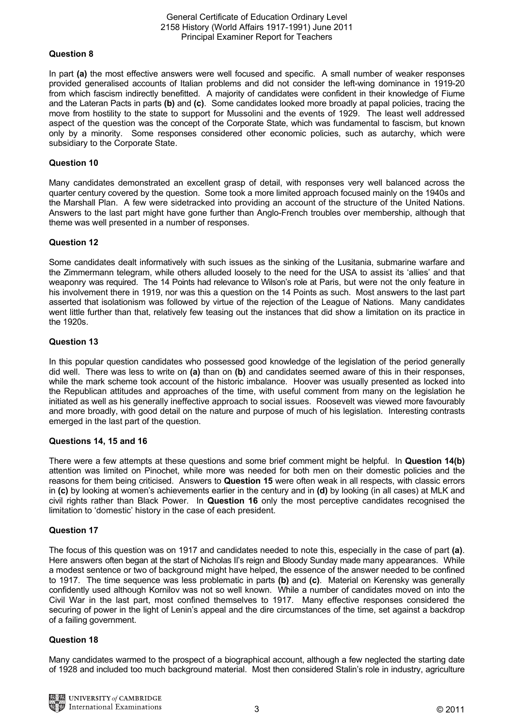### Question 8

In part **(a)** the most effective answers were well focused and specific. A small number of weaker responses provided generalised accounts of Italian problems and did not consider the left-wing dominance in 1919-20 from which fascism indirectly benefitted. A majority of candidates were confident in their knowledge of Fiume and the Lateran Pacts in parts **(b)** and **(c)**. Some candidates looked more broadly at papal policies, tracing the move from hostility to the state to support for Mussolini and the events of 1929. The least well addressed aspect of the question was the concept of the Corporate State, which was fundamental to fascism, but known only by a minority. Some responses considered other economic policies, such as autarchy, which were subsidiary to the Corporate State.

### Question 10

Many candidates demonstrated an excellent grasp of detail, with responses very well balanced across the quarter century covered by the question. Some took a more limited approach focused mainly on the 1940s and the Marshall Plan. A few were sidetracked into providing an account of the structure of the United Nations. Answers to the last part might have gone further than Anglo-French troubles over membership, although that theme was well presented in a number of responses.

### Question 12

Some candidates dealt informatively with such issues as the sinking of the Lusitania, submarine warfare and the Zimmermann telegram, while others alluded loosely to the need for the USA to assist its 'allies' and that weaponry was required. The 14 Points had relevance to Wilson's role at Paris, but were not the only feature in his involvement there in 1919, nor was this a question on the 14 Points as such. Most answers to the last part asserted that isolationism was followed by virtue of the rejection of the League of Nations. Many candidates went little further than that, relatively few teasing out the instances that did show a limitation on its practice in the 1920s.

### Question 13

In this popular question candidates who possessed good knowledge of the legislation of the period generally did well. There was less to write on **(a)** than on **(b)** and candidates seemed aware of this in their responses, while the mark scheme took account of the historic imbalance. Hoover was usually presented as locked into the Republican attitudes and approaches of the time, with useful comment from many on the legislation he initiated as well as his generally ineffective approach to social issues. Roosevelt was viewed more favourably and more broadly, with good detail on the nature and purpose of much of his legislation. Interesting contrasts emerged in the last part of the question.

### Questions 14, 15 and 16

There were a few attempts at these questions and some brief comment might be helpful. In **Question 14(b)** attention was limited on Pinochet, while more was needed for both men on their domestic policies and the reasons for them being criticised. Answers to **Question 15** were often weak in all respects, with classic errors in **(c)** by looking at women's achievements earlier in the century and in **(d)** by looking (in all cases) at MLK and civil rights rather than Black Power. In **Question 16** only the most perceptive candidates recognised the limitation to 'domestic' history in the case of each president.

### Question 17

The focus of this question was on 1917 and candidates needed to note this, especially in the case of part **(a)**. Here answers often began at the start of Nicholas II's reign and Bloody Sunday made many appearances. While a modest sentence or two of background might have helped, the essence of the answer needed to be confined to 1917. The time sequence was less problematic in parts **(b)** and **(c)**. Material on Kerensky was generally confidently used although Kornilov was not so well known. While a number of candidates moved on into the Civil War in the last part, most confined themselves to 1917. Many effective responses considered the securing of power in the light of Lenin's appeal and the dire circumstances of the time, set against a backdrop of a failing government.

### Question 18

Many candidates warmed to the prospect of a biographical account, although a few neglected the starting date of 1928 and included too much background material. Most then considered Stalin's role in industry, agriculture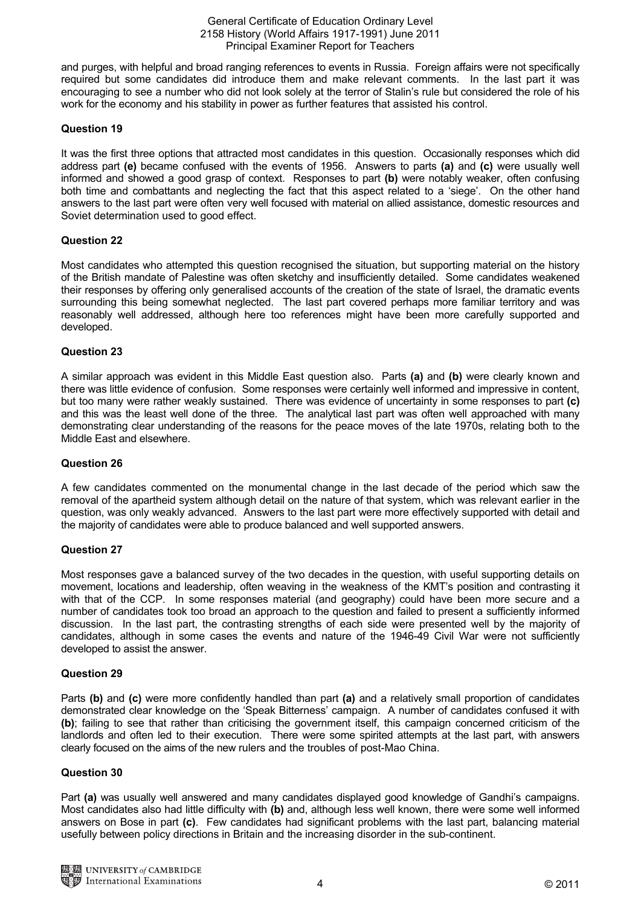and purges, with helpful and broad ranging references to events in Russia. Foreign affairs were not specifically required but some candidates did introduce them and make relevant comments. In the last part it was encouraging to see a number who did not look solely at the terror of Stalin's rule but considered the role of his work for the economy and his stability in power as further features that assisted his control.

### Question 19

It was the first three options that attracted most candidates in this question. Occasionally responses which did address part **(e)** became confused with the events of 1956. Answers to parts **(a)** and **(c)** were usually well informed and showed a good grasp of context. Responses to part **(b)** were notably weaker, often confusing both time and combattants and neglecting the fact that this aspect related to a 'siege'. On the other hand answers to the last part were often very well focused with material on allied assistance, domestic resources and Soviet determination used to good effect.

### Question 22

Most candidates who attempted this question recognised the situation, but supporting material on the history of the British mandate of Palestine was often sketchy and insufficiently detailed. Some candidates weakened their responses by offering only generalised accounts of the creation of the state of Israel, the dramatic events surrounding this being somewhat neglected. The last part covered perhaps more familiar territory and was reasonably well addressed, although here too references might have been more carefully supported and developed.

### Question 23

A similar approach was evident in this Middle East question also. Parts **(a)** and **(b)** were clearly known and there was little evidence of confusion. Some responses were certainly well informed and impressive in content, but too many were rather weakly sustained. There was evidence of uncertainty in some responses to part **(c)** and this was the least well done of the three. The analytical last part was often well approached with many demonstrating clear understanding of the reasons for the peace moves of the late 1970s, relating both to the Middle East and elsewhere.

### Question 26

A few candidates commented on the monumental change in the last decade of the period which saw the removal of the apartheid system although detail on the nature of that system, which was relevant earlier in the question, was only weakly advanced. Answers to the last part were more effectively supported with detail and the majority of candidates were able to produce balanced and well supported answers.

### Question 27

Most responses gave a balanced survey of the two decades in the question, with useful supporting details on movement, locations and leadership, often weaving in the weakness of the KMT's position and contrasting it with that of the CCP. In some responses material (and geography) could have been more secure and a number of candidates took too broad an approach to the question and failed to present a sufficiently informed discussion. In the last part, the contrasting strengths of each side were presented well by the majority of candidates, although in some cases the events and nature of the 1946-49 Civil War were not sufficiently developed to assist the answer.

### Question 29

Parts **(b)** and **(c)** were more confidently handled than part **(a)** and a relatively small proportion of candidates demonstrated clear knowledge on the 'Speak Bitterness' campaign. A number of candidates confused it with **(b)**; failing to see that rather than criticising the government itself, this campaign concerned criticism of the landlords and often led to their execution. There were some spirited attempts at the last part, with answers clearly focused on the aims of the new rulers and the troubles of post-Mao China.

### Question 30

Part **(a)** was usually well answered and many candidates displayed good knowledge of Gandhi's campaigns. Most candidates also had little difficulty with **(b)** and, although less well known, there were some well informed answers on Bose in part **(c)**. Few candidates had significant problems with the last part, balancing material usefully between policy directions in Britain and the increasing disorder in the sub-continent.